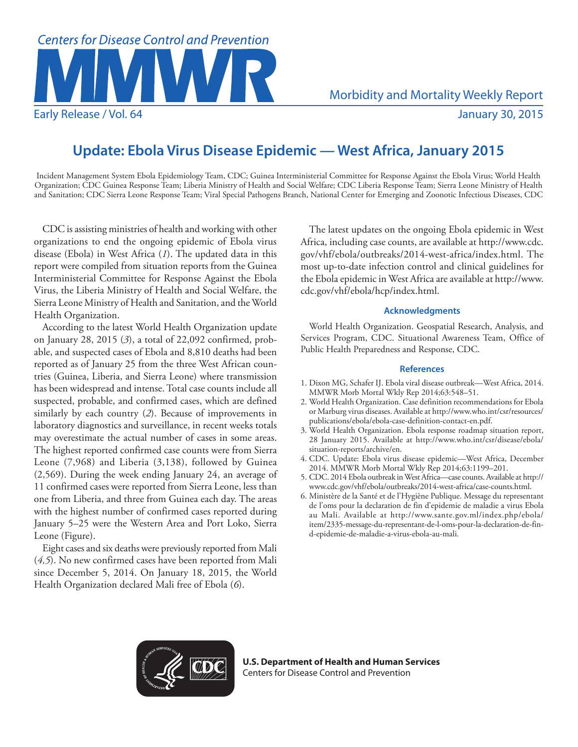# Update: Ebola Virus Disease Epidemic — West Africa, January 2015

Incident Management System Ebola Epidemiology Team, CDC; Guinea Interministerial Committee for Response Against the Ebola Virus; World Health Organization; CDC Guinea Response Team; Liberia Ministry of Health and Social Welfare; CDC Liberia Response Team; Sierra Leone Ministry of Health and Sanitation; CDC Sierra Leone Response Team; Viral Special Pathogens Branch, National Center for Emerging and Zoonotic Infectious Diseases, CDC

CDC is assisting ministries of health and working with other organizations to end the ongoing epidemic of Ebola virus disease (Ebola) in West Africa (*1*). The updated data in this report were compiled from situation reports from the Guinea Interministerial Committee for Response Against the Ebola Virus, the Liberia Ministry of Health and Social Welfare, the Sierra Leone Ministry of Health and Sanitation, and the World Health Organization.

According to the latest World Health Organization update on January 28, 2015 (*3*), a total of 22,092 confirmed, probable, and suspected cases of Ebola and 8,810 deaths had been reported as of January 25 from the three West African countries (Guinea, Liberia, and Sierra Leone) where transmission has been widespread and intense. Total case counts include all suspected, probable, and confirmed cases, which are defined similarly by each country (*2*). Because of improvements in laboratory diagnostics and surveillance, in recent weeks totals may overestimate the actual number of cases in some areas. The highest reported confirmed case counts were from Sierra Leone (7,968) and Liberia (3,138), followed by Guinea (2,569). During the week ending January 24, an average of 11 confirmed cases were reported from Sierra Leone, less than one from Liberia, and three from Guinea each day. The areas with the highest number of confirmed cases reported during January 5–25 were the Western Area and Port Loko, Sierra Leone (Figure).

Eight cases and six deaths were previously reported from Mali (*4,5*). No new confirmed cases have been reported from Mali since December 5, 2014. On January 18, 2015, the World Health Organization declared Mali free of Ebola (*6*).

The latest updates on the ongoing Ebola epidemic in West Africa, including case counts, are available at http://www.cdc.gov/vhf/ebola/outbreaks/2014-west-africa/index.html. The most up-to-date infection control and clinical guidelines for the Ebola epidemic in West Africa are available at http://www.cdc.gov/vhf/ebola/hcp/index.html.

### Acknowledgments

World Health Organization. Geospatial Research, Analysis, and Services Program, CDC. Situational Awareness Team, Office of Public Health Preparedness and Response, CDC.

### References

1. Dixon MG, Schafer IJ. Ebola viral disease outbreak—West Africa, 2014. MMWR Morb Mortal Wkly Rep 2014;63:548–51.
2. World Health Organization. Case definition recommendations for Ebola or Marburg virus diseases. Available at http://www.who.int/csr/resources/publications/ebola/ebola-case-definition-contact-en.pdf.
3. World Health Organization. Ebola response roadmap situation report, 28 January 2015. Available at http://www.who.int/csr/disease/ebola/situation-reports/archive/en.
4. CDC. Update: Ebola virus disease epidemic—West Africa, December 2014. MMWR Morb Mortal Wkly Rep 2014;63:1199–201.
5. CDC. 2014 Ebola outbreak in West Africa—case counts. Available at http://www.cdc.gov/vhf/ebola/outbreaks/2014-west-africa/case-counts.html.
6. Ministère de la Santé et de l'Hygiène Publique. Message du representant de l'oms pour la declaration de fin d'epidemie de maladie a virus Ebola au Mali. Available at http://www.sante.gov.ml/index.php/ebola/item/2335-message-du-representant-de-l-oms-pour-la-declaration-de-fin-d-epidemie-de-maladie-a-virus-ebola-au-mali.

**U.S. Department of Health and Human Services**
Centers for Disease Control and Prevention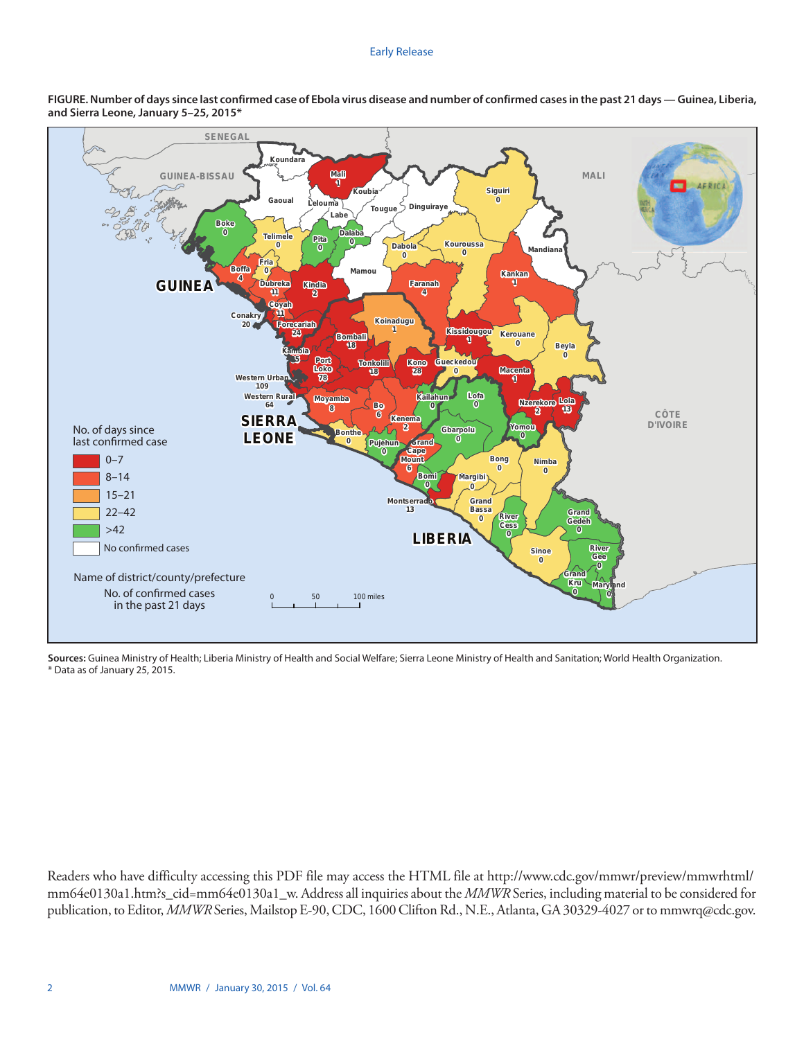**FIGURE. Number of days since last confirmed case of Ebola virus disease and number of confirmed cases in the past 21 days — Guinea, Liberia, and Sierra Leone, January 5–25, 2015***

SENEGAL
GUINEA-BISSAU
MALI
GUINEA
SIERRA LEONE
LIBERIA
CÔTE D'IVOIRE
AFRICA

Koundara
Mali 1
Koubia
Gaoual
Lelouma
Labe
Tougue
Dinguiraye
Siguiri 0
Boke 0
Telimele 0
Pita 0
Dalaba 0
Dabola 0
Kouroussa 0
Mandiana
Mamou
Fria 0
Boffa 4
Dubreka 11
Kindia 2
Faranah 4
Kankan 1
Coyah 11
Conakry 20
Forecariah 24
Koinadugu 1
Bombali 18
Kissidougou 1
Kerouane 0
Beyla 0
Kambia 5
Port Loko 78
Tonkolili 18
Kono 28
Gueckedou 0
Macenta 1
Western Urban 109
Western Rural 64
Moyamba 8
Bo 6
Kailahun 0
Lofa 0
Nzerekore 2
Lola 13
Kenema 2
Gbarpolu 0
Yomou 0
Bonthe 0
Pujehun 0
Grand Cape Mount 6
Bong 0
Nimba 0
Bomi 0
Margibi 0
Montserrado 13
Grand Bassa 0
River Cess 0
Grand Gedeh 0
Sinoe 0
River Gee 0
Grand Kru 0
Maryland 0

No. of days since last confirmed case
0–7
8–14
15–21
22–42
>42
No confirmed cases

Name of district/county/prefecture
No. of confirmed cases in the past 21 days

0
50
100 miles

**Sources:** Guinea Ministry of Health; Liberia Ministry of Health and Social Welfare; Sierra Leone Ministry of Health and Sanitation; World Health Organization.
* Data as of January 25, 2015.

Readers who have difficulty accessing this PDF file may access the HTML file at http://www.cdc.gov/mmwr/preview/mmwrhtml/mm64e0130a1.htm?s_cid=mm64e0130a1_w. Address all inquiries about the *MMWR* Series, including material to be considered for publication, to Editor, *MMWR* Series, Mailstop E-90, CDC, 1600 Clifton Rd., N.E., Atlanta, GA 30329-4027 or to mmwrq@cdc.gov.